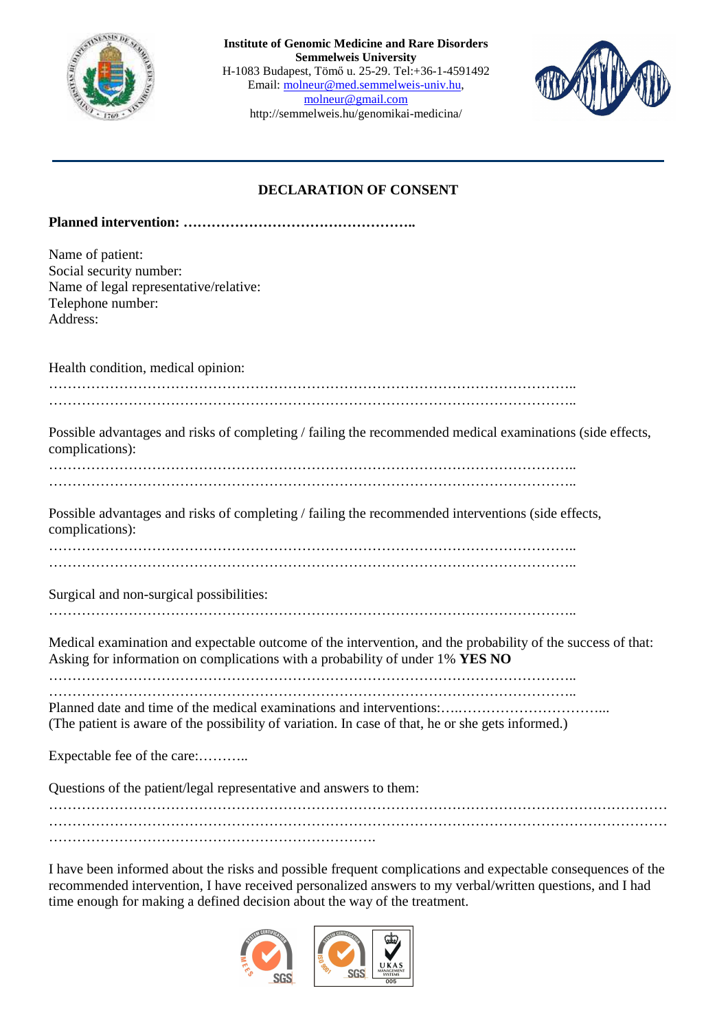**Institute of Genomic Medicine and Rare Disorders**
**Semmelweis University**
H-1083 Budapest, Tömő u. 25-29. Tel:+36-1-4591492
Email: molneur@med.semmelweis-univ.hu, molneur@gmail.com
http://semmelweis.hu/genomikai-medicina/

---

## DECLARATION OF CONSENT

**Planned intervention: …………………………………………..**

Name of patient:
Social security number:
Name of legal representative/relative:
Telephone number:
Address:

Health condition, medical opinion:

………………………………………………………………………………………………..
………………………………………………………………………………………………..

Possible advantages and risks of completing / failing the recommended medical examinations (side effects, complications):

………………………………………………………………………………………………..
………………………………………………………………………………………………..

Possible advantages and risks of completing / failing the recommended interventions (side effects, complications):

………………………………………………………………………………………………..
………………………………………………………………………………………………..

Surgical and non-surgical possibilities:

………………………………………………………………………………………………..

Medical examination and expectable outcome of the intervention, and the probability of the success of that:
Asking for information on complications with a probability of under 1% **YES NO**

………………………………………………………………………………………………..
………………………………………………………………………………………………..

Planned date and time of the medical examinations and interventions:…..…………………………...
(The patient is aware of the possibility of variation. In case of that, he or she gets informed.)

Expectable fee of the care:………..

Questions of the patient/legal representative and answers to them:

……………………………………………………………………………………………………………
……………………………………………………………………………………………………………
…………………………………………………………….

I have been informed about the risks and possible frequent complications and expectable consequences of the recommended intervention, I have received personalized answers to my verbal/written questions, and I had time enough for making a defined decision about the way of the treatment.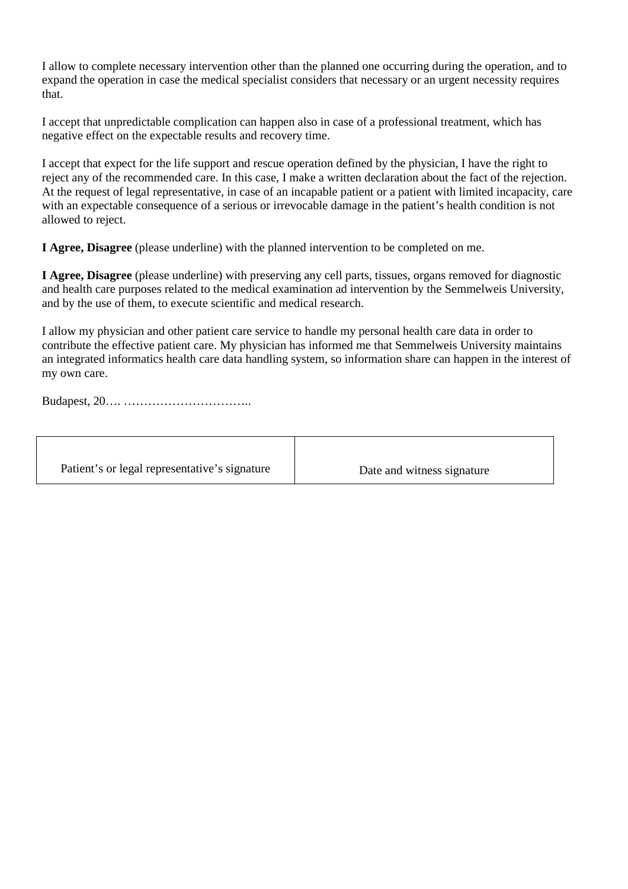I allow to complete necessary intervention other than the planned one occurring during the operation, and to expand the operation in case the medical specialist considers that necessary or an urgent necessity requires that.

I accept that unpredictable complication can happen also in case of a professional treatment, which has negative effect on the expectable results and recovery time.

I accept that expect for the life support and rescue operation defined by the physician, I have the right to reject any of the recommended care. In this case, I make a written declaration about the fact of the rejection. At the request of legal representative, in case of an incapable patient or a patient with limited incapacity, care with an expectable consequence of a serious or irrevocable damage in the patient's health condition is not allowed to reject.

**I Agree, Disagree** (please underline) with the planned intervention to be completed on me.

**I Agree, Disagree** (please underline) with preserving any cell parts, tissues, organs removed for diagnostic and health care purposes related to the medical examination ad intervention by the Semmelweis University, and by the use of them, to execute scientific and medical research.

I allow my physician and other patient care service to handle my personal health care data in order to contribute the effective patient care. My physician has informed me that Semmelweis University maintains an integrated informatics health care data handling system, so information share can happen in the interest of my own care.

Budapest, 20…. …………………………..

| | |
|---|---|
| Patient's or legal representative's signature | Date and witness signature |